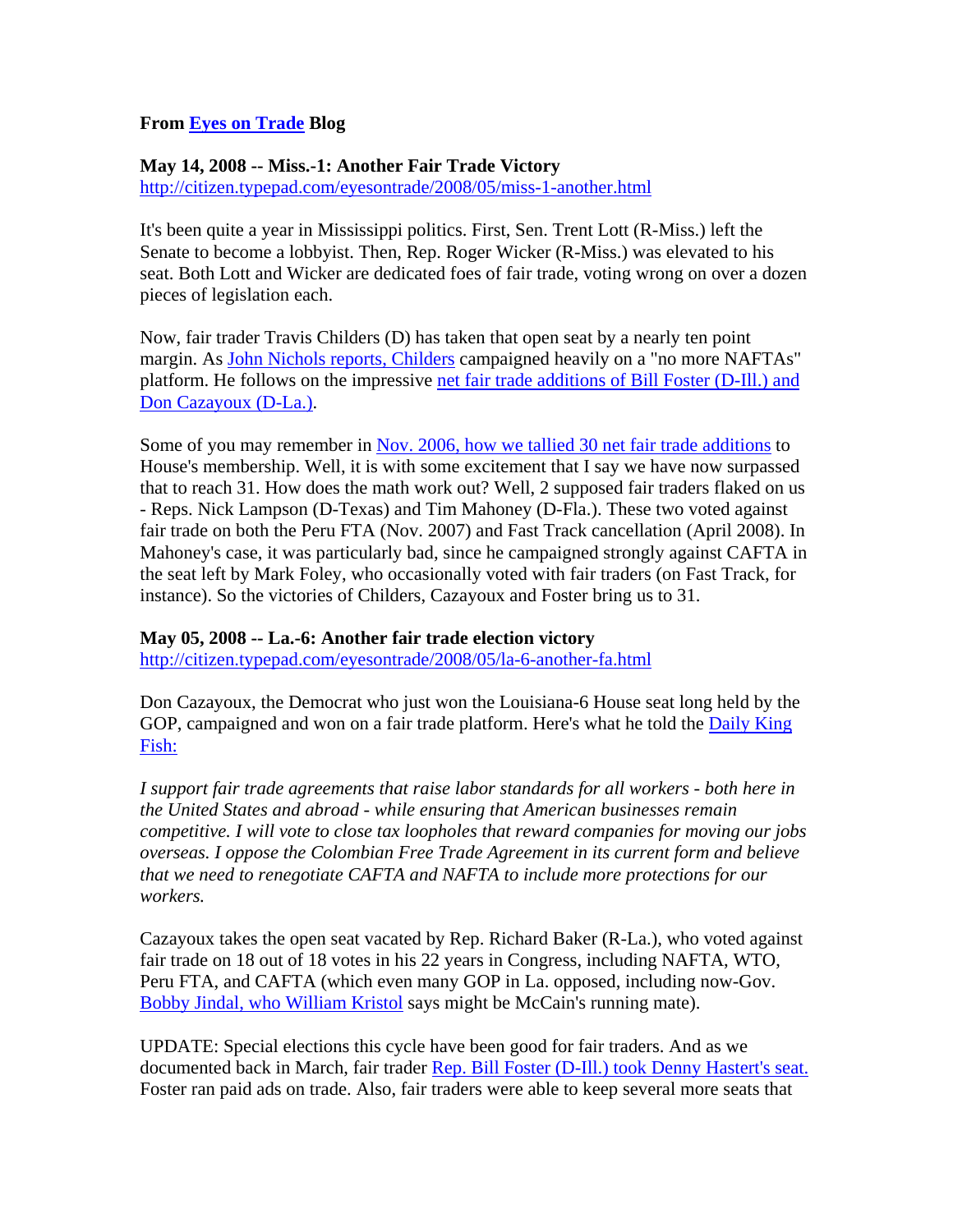**From Eyes on Trade Blog**

**May 14, 2008 -- Miss.-1: Another Fair Trade Victory**
http://citizen.typepad.com/eyesontrade/2008/05/miss-1-another.html

It's been quite a year in Mississippi politics. First, Sen. Trent Lott (R-Miss.) left the Senate to become a lobbyist. Then, Rep. Roger Wicker (R-Miss.) was elevated to his seat. Both Lott and Wicker are dedicated foes of fair trade, voting wrong on over a dozen pieces of legislation each.

Now, fair trader Travis Childers (D) has taken that open seat by a nearly ten point margin. As John Nichols reports, Childers campaigned heavily on a "no more NAFTAs" platform. He follows on the impressive net fair trade additions of Bill Foster (D-Ill.) and Don Cazayoux (D-La.).

Some of you may remember in Nov. 2006, how we tallied 30 net fair trade additions to House's membership. Well, it is with some excitement that I say we have now surpassed that to reach 31. How does the math work out? Well, 2 supposed fair traders flaked on us - Reps. Nick Lampson (D-Texas) and Tim Mahoney (D-Fla.). These two voted against fair trade on both the Peru FTA (Nov. 2007) and Fast Track cancellation (April 2008). In Mahoney's case, it was particularly bad, since he campaigned strongly against CAFTA in the seat left by Mark Foley, who occasionally voted with fair traders (on Fast Track, for instance). So the victories of Childers, Cazayoux and Foster bring us to 31.

**May 05, 2008 -- La.-6: Another fair trade election victory**
http://citizen.typepad.com/eyesontrade/2008/05/la-6-another-fa.html

Don Cazayoux, the Democrat who just won the Louisiana-6 House seat long held by the GOP, campaigned and won on a fair trade platform. Here's what he told the Daily King Fish:

*I support fair trade agreements that raise labor standards for all workers - both here in the United States and abroad - while ensuring that American businesses remain competitive. I will vote to close tax loopholes that reward companies for moving our jobs overseas. I oppose the Colombian Free Trade Agreement in its current form and believe that we need to renegotiate CAFTA and NAFTA to include more protections for our workers.*

Cazayoux takes the open seat vacated by Rep. Richard Baker (R-La.), who voted against fair trade on 18 out of 18 votes in his 22 years in Congress, including NAFTA, WTO, Peru FTA, and CAFTA (which even many GOP in La. opposed, including now-Gov. Bobby Jindal, who William Kristol says might be McCain's running mate).

UPDATE: Special elections this cycle have been good for fair traders. And as we documented back in March, fair trader Rep. Bill Foster (D-Ill.) took Denny Hastert's seat. Foster ran paid ads on trade. Also, fair traders were able to keep several more seats that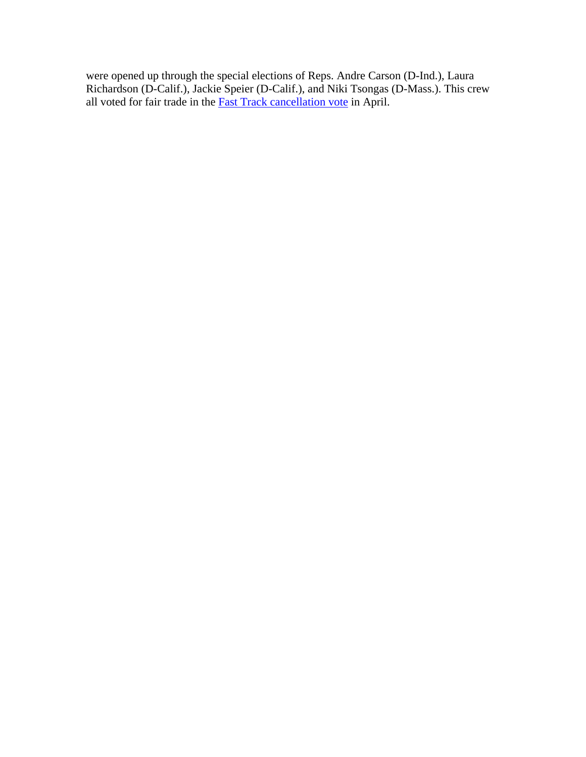were opened up through the special elections of Reps. Andre Carson (D-Ind.), Laura Richardson (D-Calif.), Jackie Speier (D-Calif.), and Niki Tsongas (D-Mass.). This crew all voted for fair trade in the Fast Track cancellation vote in April.